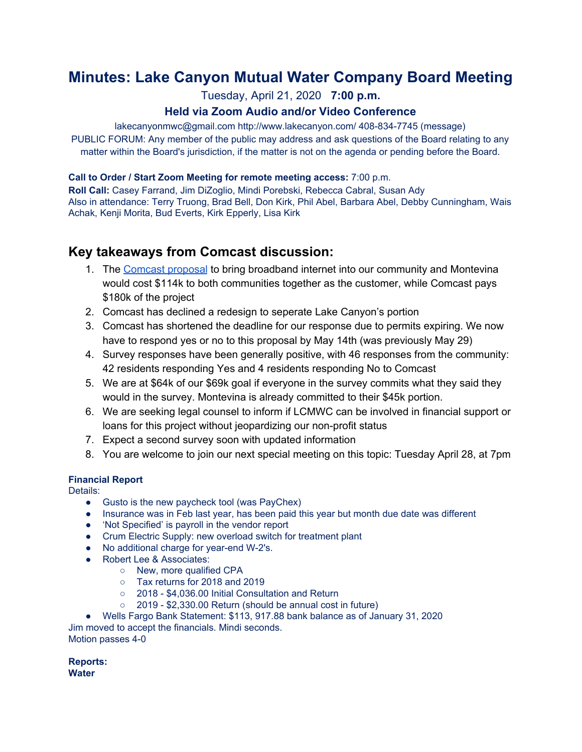# Minutes: Lake Canyon Mutual Water Company Board Meeting

Tuesday, April 21, 2020 **7:00 p.m.**

**Held via Zoom Audio and/or Video Conference**

lakecanyonmwc@gmail.com http://www.lakecanyon.com/ 408-834-7745 (message)

PUBLIC FORUM: Any member of the public may address and ask questions of the Board relating to any matter within the Board's jurisdiction, if the matter is not on the agenda or pending before the Board.

**Call to Order / Start Zoom Meeting for remote meeting access:** 7:00 p.m.
**Roll Call:** Casey Farrand, Jim DiZoglio, Mindi Porebski, Rebecca Cabral, Susan Ady
Also in attendance: Terry Truong, Brad Bell, Don Kirk, Phil Abel, Barbara Abel, Debby Cunningham, Wais Achak, Kenji Morita, Bud Everts, Kirk Epperly, Lisa Kirk

## Key takeaways from Comcast discussion:

1. The Comcast proposal to bring broadband internet into our community and Montevina would cost $114k to both communities together as the customer, while Comcast pays $180k of the project
2. Comcast has declined a redesign to seperate Lake Canyon's portion
3. Comcast has shortened the deadline for our response due to permits expiring. We now have to respond yes or no to this proposal by May 14th (was previously May 29)
4. Survey responses have been generally positive, with 46 responses from the community: 42 residents responding Yes and 4 residents responding No to Comcast
5. We are at $64k of our $69k goal if everyone in the survey commits what they said they would in the survey. Montevina is already committed to their $45k portion.
6. We are seeking legal counsel to inform if LCMWC can be involved in financial support or loans for this project without jeopardizing our non-profit status
7. Expect a second survey soon with updated information
8. You are welcome to join our next special meeting on this topic: Tuesday April 28, at 7pm

**Financial Report**
Details:

- Gusto is the new paycheck tool (was PayChex)
- Insurance was in Feb last year, has been paid this year but month due date was different
- 'Not Specified' is payroll in the vendor report
- Crum Electric Supply: new overload switch for treatment plant
- No additional charge for year-end W-2's.
- Robert Lee & Associates:
  - New, more qualified CPA
  - Tax returns for 2018 and 2019
  - 2018 - $4,036.00 Initial Consultation and Return
  - 2019 - $2,330.00 Return (should be annual cost in future)
- Wells Fargo Bank Statement: $113, 917.88 bank balance as of January 31, 2020

Jim moved to accept the financials. Mindi seconds.
Motion passes 4-0

**Reports:**
**Water**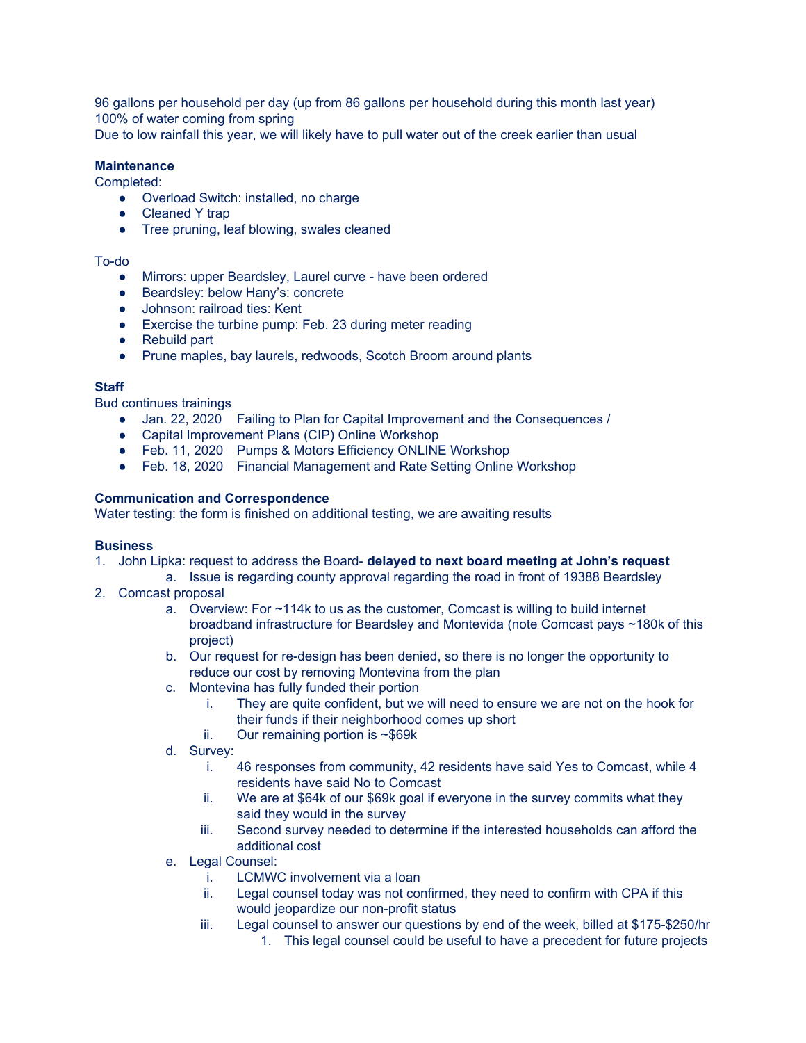96 gallons per household per day (up from 86 gallons per household during this month last year)
100% of water coming from spring
Due to low rainfall this year, we will likely have to pull water out of the creek earlier than usual

**Maintenance**
Completed:

- Overload Switch: installed, no charge
- Cleaned Y trap
- Tree pruning, leaf blowing, swales cleaned

To-do

- Mirrors: upper Beardsley, Laurel curve - have been ordered
- Beardsley: below Hany's: concrete
- Johnson: railroad ties: Kent
- Exercise the turbine pump: Feb. 23 during meter reading
- Rebuild part
- Prune maples, bay laurels, redwoods, Scotch Broom around plants

**Staff**
Bud continues trainings

- Jan. 22, 2020 Failing to Plan for Capital Improvement and the Consequences /
- Capital Improvement Plans (CIP) Online Workshop
- Feb. 11, 2020 Pumps & Motors Efficiency ONLINE Workshop
- Feb. 18, 2020 Financial Management and Rate Setting Online Workshop

**Communication and Correspondence**
Water testing: the form is finished on additional testing, we are awaiting results

**Business**

1. John Lipka: request to address the Board- **delayed to next board meeting at John's request**
    a. Issue is regarding county approval regarding the road in front of 19388 Beardsley
2. Comcast proposal
    a. Overview: For ~114k to us as the customer, Comcast is willing to build internet broadband infrastructure for Beardsley and Montevida (note Comcast pays ~180k of this project)
    b. Our request for re-design has been denied, so there is no longer the opportunity to reduce our cost by removing Montevina from the plan
    c. Montevina has fully funded their portion
        i. They are quite confident, but we will need to ensure we are not on the hook for their funds if their neighborhood comes up short
        ii. Our remaining portion is ~$69k
    d. Survey:
        i. 46 responses from community, 42 residents have said Yes to Comcast, while 4 residents have said No to Comcast
        ii. We are at $64k of our $69k goal if everyone in the survey commits what they said they would in the survey
        iii. Second survey needed to determine if the interested households can afford the additional cost
    e. Legal Counsel:
        i. LCMWC involvement via a loan
        ii. Legal counsel today was not confirmed, they need to confirm with CPA if this would jeopardize our non-profit status
        iii. Legal counsel to answer our questions by end of the week, billed at $175-$250/hr
            1. This legal counsel could be useful to have a precedent for future projects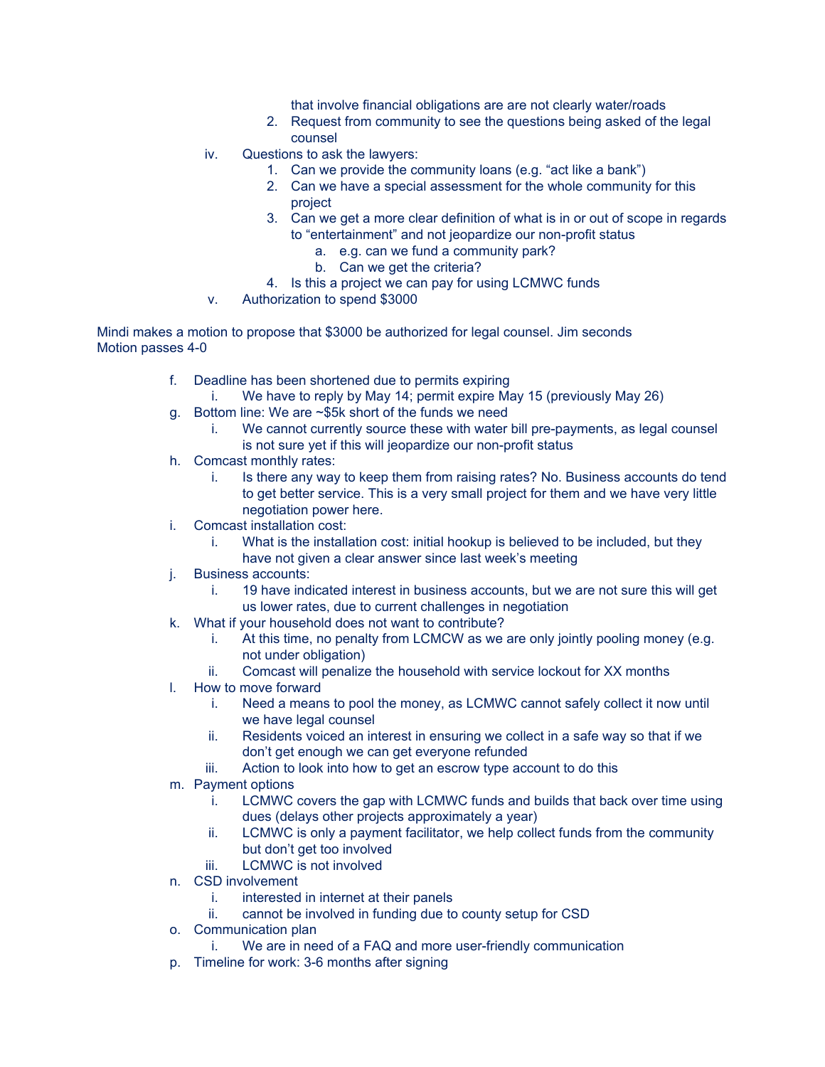that involve financial obligations are are not clearly water/roads

2. Request from community to see the questions being asked of the legal counsel

iv. Questions to ask the lawyers:
   1. Can we provide the community loans (e.g. "act like a bank")
   2. Can we have a special assessment for the whole community for this project
   3. Can we get a more clear definition of what is in or out of scope in regards to "entertainment" and not jeopardize our non-profit status
      a. e.g. can we fund a community park?
      b. Can we get the criteria?
   4. Is this a project we can pay for using LCMWC funds

v. Authorization to spend $3000

Mindi makes a motion to propose that $3000 be authorized for legal counsel. Jim seconds
Motion passes 4-0

f. Deadline has been shortened due to permits expiring
   i. We have to reply by May 14; permit expire May 15 (previously May 26)

g. Bottom line: We are ~$5k short of the funds we need
   i. We cannot currently source these with water bill pre-payments, as legal counsel is not sure yet if this will jeopardize our non-profit status

h. Comcast monthly rates:
   i. Is there any way to keep them from raising rates? No. Business accounts do tend to get better service. This is a very small project for them and we have very little negotiation power here.

i. Comcast installation cost:
   i. What is the installation cost: initial hookup is believed to be included, but they have not given a clear answer since last week's meeting

j. Business accounts:
   i. 19 have indicated interest in business accounts, but we are not sure this will get us lower rates, due to current challenges in negotiation

k. What if your household does not want to contribute?
   i. At this time, no penalty from LCMCW as we are only jointly pooling money (e.g. not under obligation)
   ii. Comcast will penalize the household with service lockout for XX months

l. How to move forward
   i. Need a means to pool the money, as LCMWC cannot safely collect it now until we have legal counsel
   ii. Residents voiced an interest in ensuring we collect in a safe way so that if we don't get enough we can get everyone refunded
   iii. Action to look into how to get an escrow type account to do this

m. Payment options
   i. LCMWC covers the gap with LCMWC funds and builds that back over time using dues (delays other projects approximately a year)
   ii. LCMWC is only a payment facilitator, we help collect funds from the community but don't get too involved
   iii. LCMWC is not involved

n. CSD involvement
   i. interested in internet at their panels
   ii. cannot be involved in funding due to county setup for CSD

o. Communication plan
   i. We are in need of a FAQ and more user-friendly communication

p. Timeline for work: 3-6 months after signing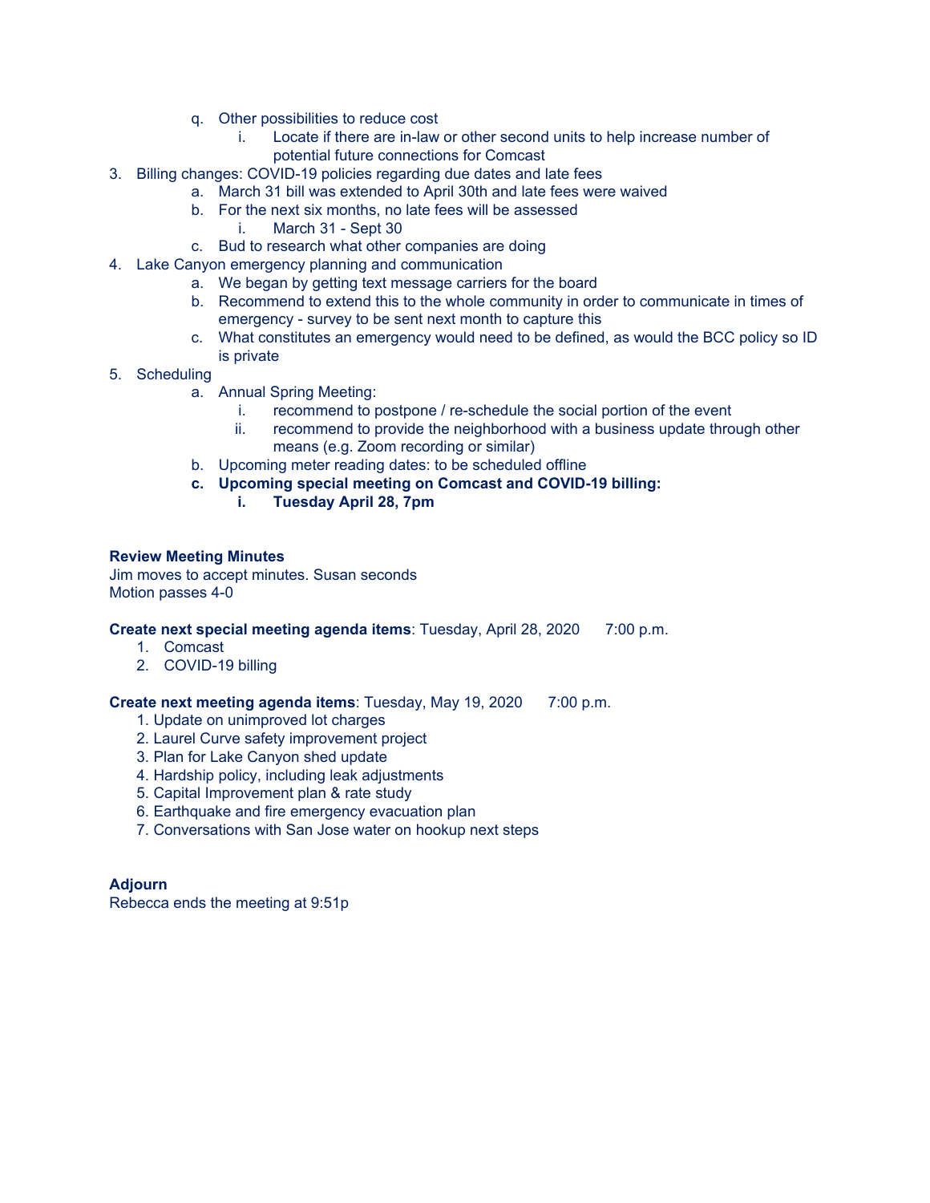q. Other possibilities to reduce cost
    i. Locate if there are in-law or other second units to help increase number of potential future connections for Comcast

3. Billing changes: COVID-19 policies regarding due dates and late fees
  a. March 31 bill was extended to April 30th and late fees were waived
  b. For the next six months, no late fees will be assessed
    i. March 31 - Sept 30
  c. Bud to research what other companies are doing
4. Lake Canyon emergency planning and communication
  a. We began by getting text message carriers for the board
  b. Recommend to extend this to the whole community in order to communicate in times of emergency - survey to be sent next month to capture this
  c. What constitutes an emergency would need to be defined, as would the BCC policy so ID is private
5. Scheduling
  a. Annual Spring Meeting:
    i. recommend to postpone / re-schedule the social portion of the event
    ii. recommend to provide the neighborhood with a business update through other means (e.g. Zoom recording or similar)
  b. Upcoming meter reading dates: to be scheduled offline
  c. **Upcoming special meeting on Comcast and COVID-19 billing:**
    i. **Tuesday April 28, 7pm**

**Review Meeting Minutes**

Jim moves to accept minutes. Susan seconds

Motion passes 4-0

**Create next special meeting agenda items**: Tuesday, April 28, 2020 7:00 p.m.

1. Comcast
2. COVID-19 billing

**Create next meeting agenda items**: Tuesday, May 19, 2020 7:00 p.m.

1. Update on unimproved lot charges
2. Laurel Curve safety improvement project
3. Plan for Lake Canyon shed update
4. Hardship policy, including leak adjustments
5. Capital Improvement plan & rate study
6. Earthquake and fire emergency evacuation plan
7. Conversations with San Jose water on hookup next steps

**Adjourn**

Rebecca ends the meeting at 9:51p